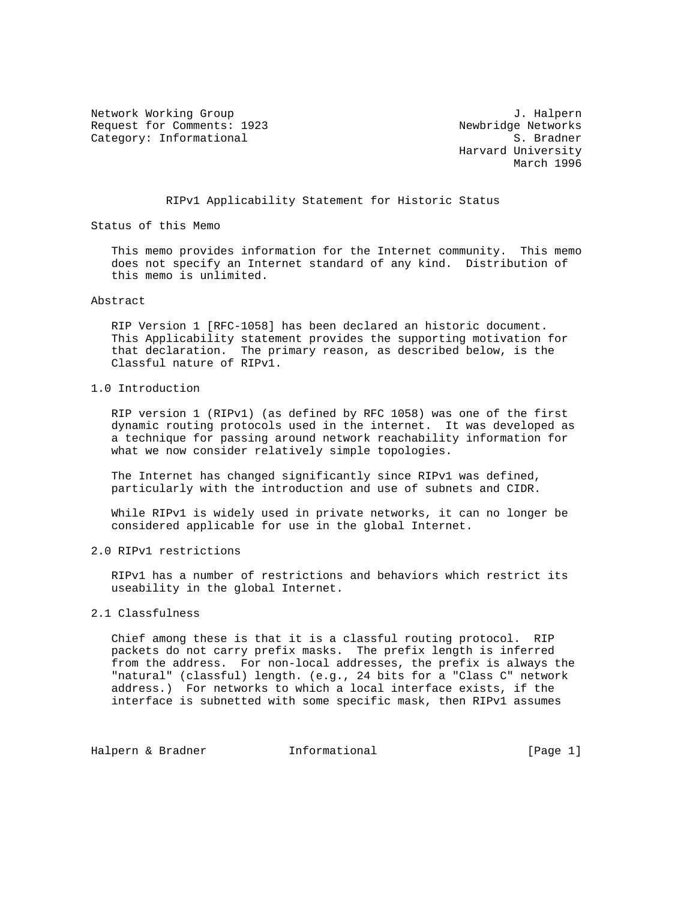Network Working Group J. Halpern
Request for Comments: 1923 Newbridge Networks
Category: Informational S. Bradner
Harvard University
March 1996

# RIPv1 Applicability Statement for Historic Status

## Status of this Memo

This memo provides information for the Internet community. This memo does not specify an Internet standard of any kind. Distribution of this memo is unlimited.

## Abstract

RIP Version 1 [RFC-1058] has been declared an historic document. This Applicability statement provides the supporting motivation for that declaration. The primary reason, as described below, is the Classful nature of RIPv1.

## 1.0 Introduction

RIP version 1 (RIPv1) (as defined by RFC 1058) was one of the first dynamic routing protocols used in the internet. It was developed as a technique for passing around network reachability information for what we now consider relatively simple topologies.

The Internet has changed significantly since RIPv1 was defined, particularly with the introduction and use of subnets and CIDR.

While RIPv1 is widely used in private networks, it can no longer be considered applicable for use in the global Internet.

## 2.0 RIPv1 restrictions

RIPv1 has a number of restrictions and behaviors which restrict its useability in the global Internet.

### 2.1 Classfulness

Chief among these is that it is a classful routing protocol. RIP packets do not carry prefix masks. The prefix length is inferred from the address. For non-local addresses, the prefix is always the "natural" (classful) length. (e.g., 24 bits for a "Class C" network address.) For networks to which a local interface exists, if the interface is subnetted with some specific mask, then RIPv1 assumes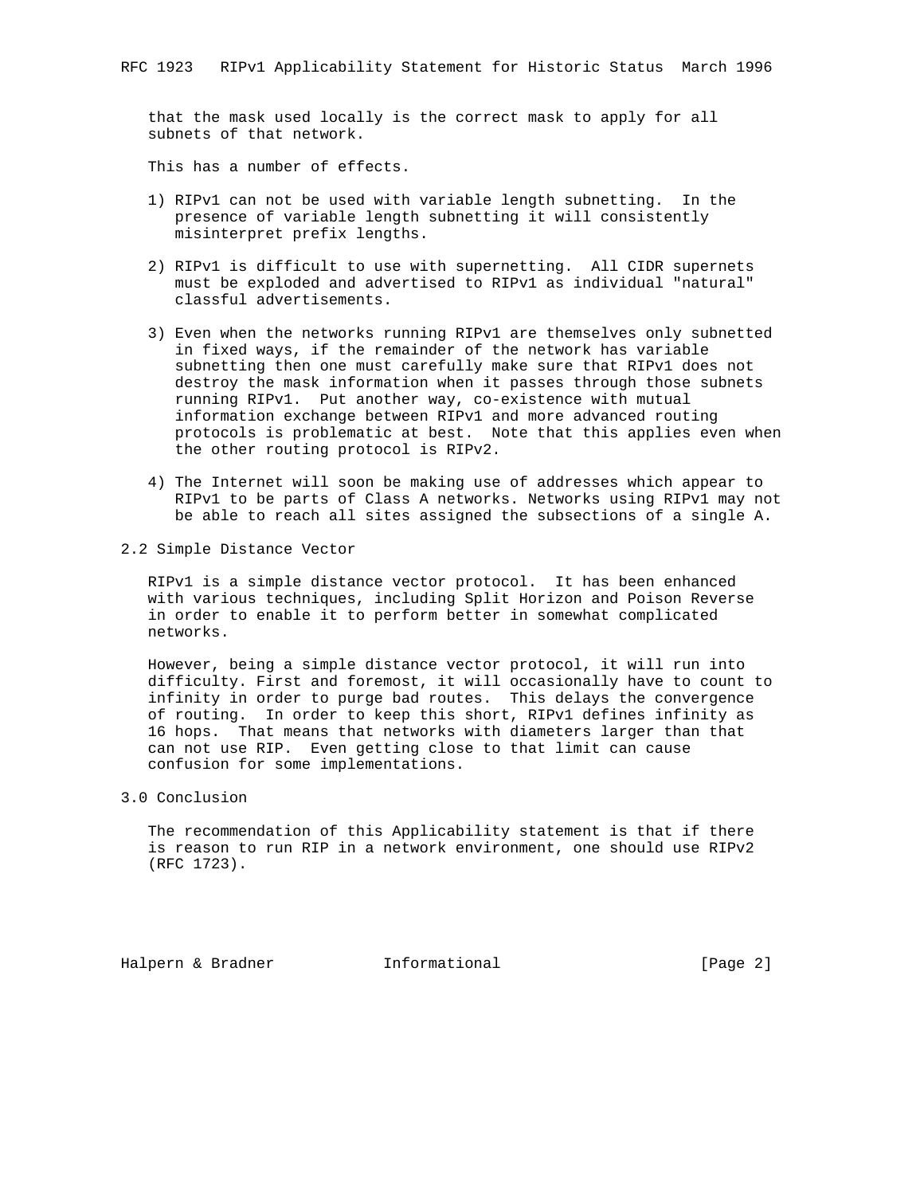that the mask used locally is the correct mask to apply for all subnets of that network.

This has a number of effects.

1) RIPv1 can not be used with variable length subnetting. In the presence of variable length subnetting it will consistently misinterpret prefix lengths.

2) RIPv1 is difficult to use with supernetting. All CIDR supernets must be exploded and advertised to RIPv1 as individual "natural" classful advertisements.

3) Even when the networks running RIPv1 are themselves only subnetted in fixed ways, if the remainder of the network has variable subnetting then one must carefully make sure that RIPv1 does not destroy the mask information when it passes through those subnets running RIPv1. Put another way, co-existence with mutual information exchange between RIPv1 and more advanced routing protocols is problematic at best. Note that this applies even when the other routing protocol is RIPv2.

4) The Internet will soon be making use of addresses which appear to RIPv1 to be parts of Class A networks. Networks using RIPv1 may not be able to reach all sites assigned the subsections of a single A.

## 2.2 Simple Distance Vector

RIPv1 is a simple distance vector protocol. It has been enhanced with various techniques, including Split Horizon and Poison Reverse in order to enable it to perform better in somewhat complicated networks.

However, being a simple distance vector protocol, it will run into difficulty. First and foremost, it will occasionally have to count to infinity in order to purge bad routes. This delays the convergence of routing. In order to keep this short, RIPv1 defines infinity as 16 hops. That means that networks with diameters larger than that can not use RIP. Even getting close to that limit can cause confusion for some implementations.

## 3.0 Conclusion

The recommendation of this Applicability statement is that if there is reason to run RIP in a network environment, one should use RIPv2 (RFC 1723).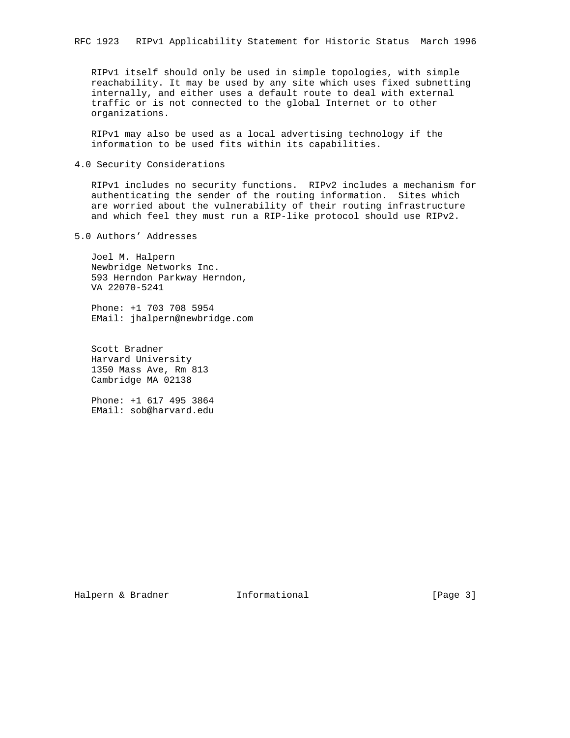RIPv1 itself should only be used in simple topologies, with simple reachability. It may be used by any site which uses fixed subnetting internally, and either uses a default route to deal with external traffic or is not connected to the global Internet or to other organizations.

RIPv1 may also be used as a local advertising technology if the information to be used fits within its capabilities.

## 4.0 Security Considerations

RIPv1 includes no security functions. RIPv2 includes a mechanism for authenticating the sender of the routing information. Sites which are worried about the vulnerability of their routing infrastructure and which feel they must run a RIP-like protocol should use RIPv2.

## 5.0 Authors' Addresses

Joel M. Halpern
Newbridge Networks Inc.
593 Herndon Parkway Herndon,
VA 22070-5241

Phone: +1 703 708 5954
EMail: jhalpern@newbridge.com

Scott Bradner
Harvard University
1350 Mass Ave, Rm 813
Cambridge MA 02138

Phone: +1 617 495 3864
EMail: sob@harvard.edu